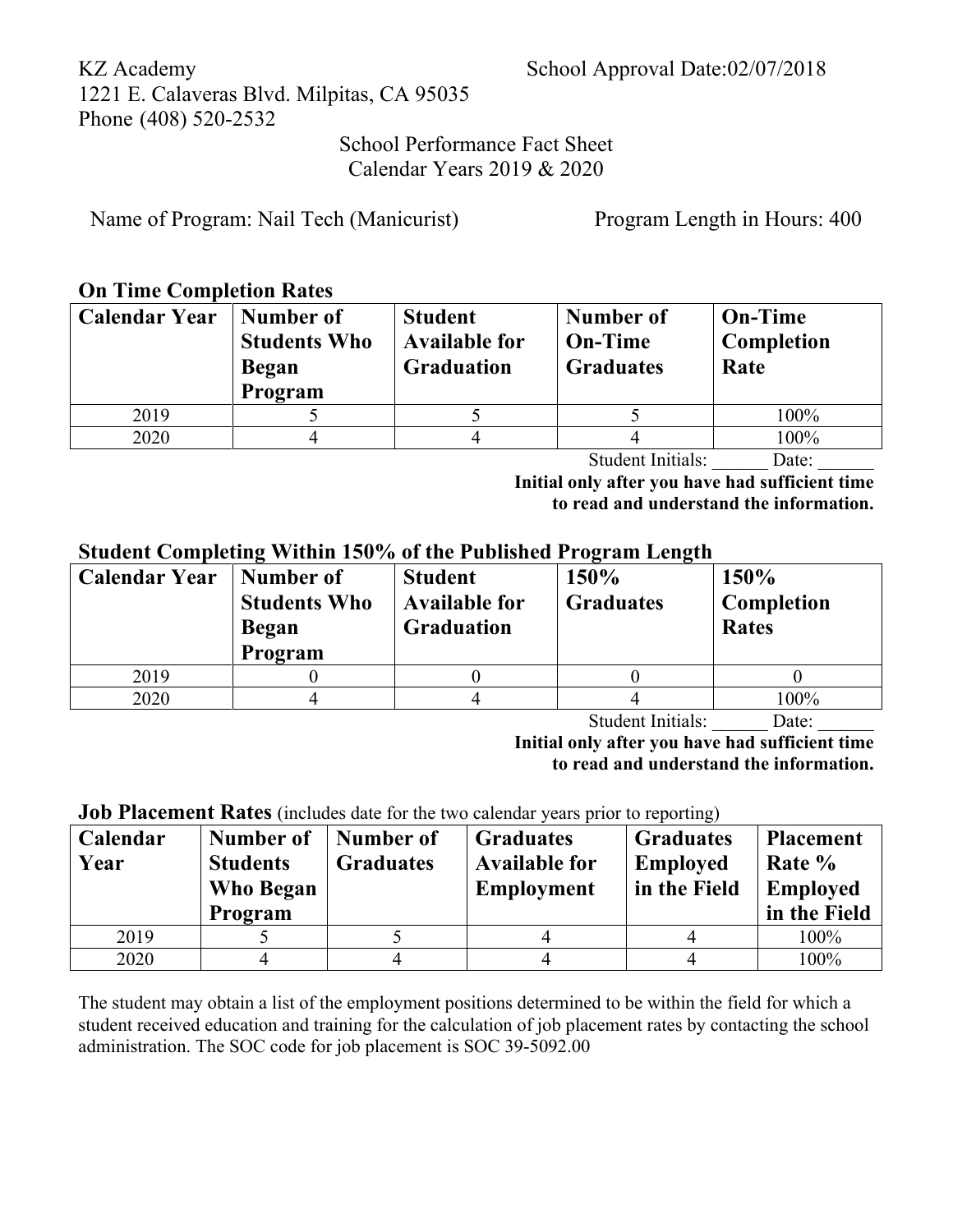KZ Academy
1221 E. Calaveras Blvd. Milpitas, CA 95035
Phone (408) 520-2532

School Approval Date:02/07/2018

School Performance Fact Sheet
Calendar Years 2019 & 2020

Name of Program: Nail Tech (Manicurist)

Program Length in Hours: 400

## On Time Completion Rates

| Calendar Year | Number of Students Who Began Program | Student Available for Graduation | Number of On-Time Graduates | On-Time Completion Rate |
|---|---|---|---|---|
| 2019 | 5 | 5 | 5 | 100% |
| 2020 | 4 | 4 | 4 | 100% |

Student Initials: ______ Date: ______

**Initial only after you have had sufficient time to read and understand the information.**

## Student Completing Within 150% of the Published Program Length

| Calendar Year | Number of Students Who Began Program | Student Available for Graduation | 150% Graduates | 150% Completion Rates |
|---|---|---|---|---|
| 2019 | 0 | 0 | 0 | 0 |
| 2020 | 4 | 4 | 4 | 100% |

Student Initials: ______ Date: ______

**Initial only after you have had sufficient time to read and understand the information.**

## Job Placement Rates (includes date for the two calendar years prior to reporting)

| Calendar Year | Number of Students Who Began Program | Number of Graduates | Graduates Available for Employment | Graduates Employed in the Field | Placement Rate % Employed in the Field |
|---|---|---|---|---|---|
| 2019 | 5 | 5 | 4 | 4 | 100% |
| 2020 | 4 | 4 | 4 | 4 | 100% |

The student may obtain a list of the employment positions determined to be within the field for which a student received education and training for the calculation of job placement rates by contacting the school administration. The SOC code for job placement is SOC 39-5092.00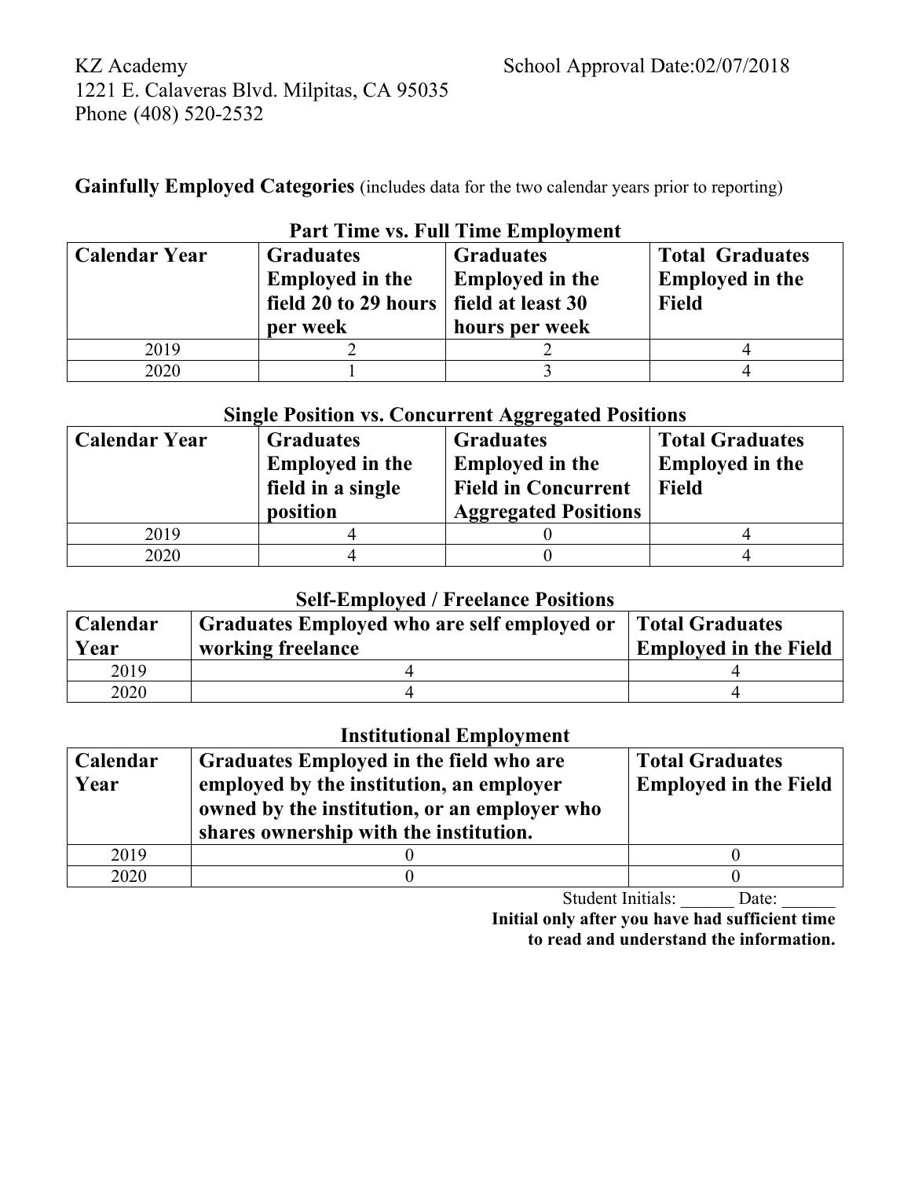KZ Academy
1221 E. Calaveras Blvd. Milpitas, CA 95035
Phone (408) 520-2532

School Approval Date:02/07/2018

**Gainfully Employed Categories** (includes data for the two calendar years prior to reporting)

**Part Time vs. Full Time Employment**

| Calendar Year | Graduates Employed in the field 20 to 29 hours per week | Graduates Employed in the field at least 30 hours per week | Total Graduates Employed in the Field |
|---|---|---|---|
| 2019 | 2 | 2 | 4 |
| 2020 | 1 | 3 | 4 |

**Single Position vs. Concurrent Aggregated Positions**

| Calendar Year | Graduates Employed in the field in a single position | Graduates Employed in the Field in Concurrent Aggregated Positions | Total Graduates Employed in the Field |
|---|---|---|---|
| 2019 | 4 | 0 | 4 |
| 2020 | 4 | 0 | 4 |

**Self-Employed / Freelance Positions**

| Calendar Year | Graduates Employed who are self employed or working freelance | Total Graduates Employed in the Field |
|---|---|---|
| 2019 | 4 | 4 |
| 2020 | 4 | 4 |

**Institutional Employment**

| Calendar Year | Graduates Employed in the field who are employed by the institution, an employer owned by the institution, or an employer who shares ownership with the institution. | Total Graduates Employed in the Field |
|---|---|---|
| 2019 | 0 | 0 |
| 2020 | 0 | 0 |

Student Initials: ______ Date: ______

**Initial only after you have had sufficient time to read and understand the information.**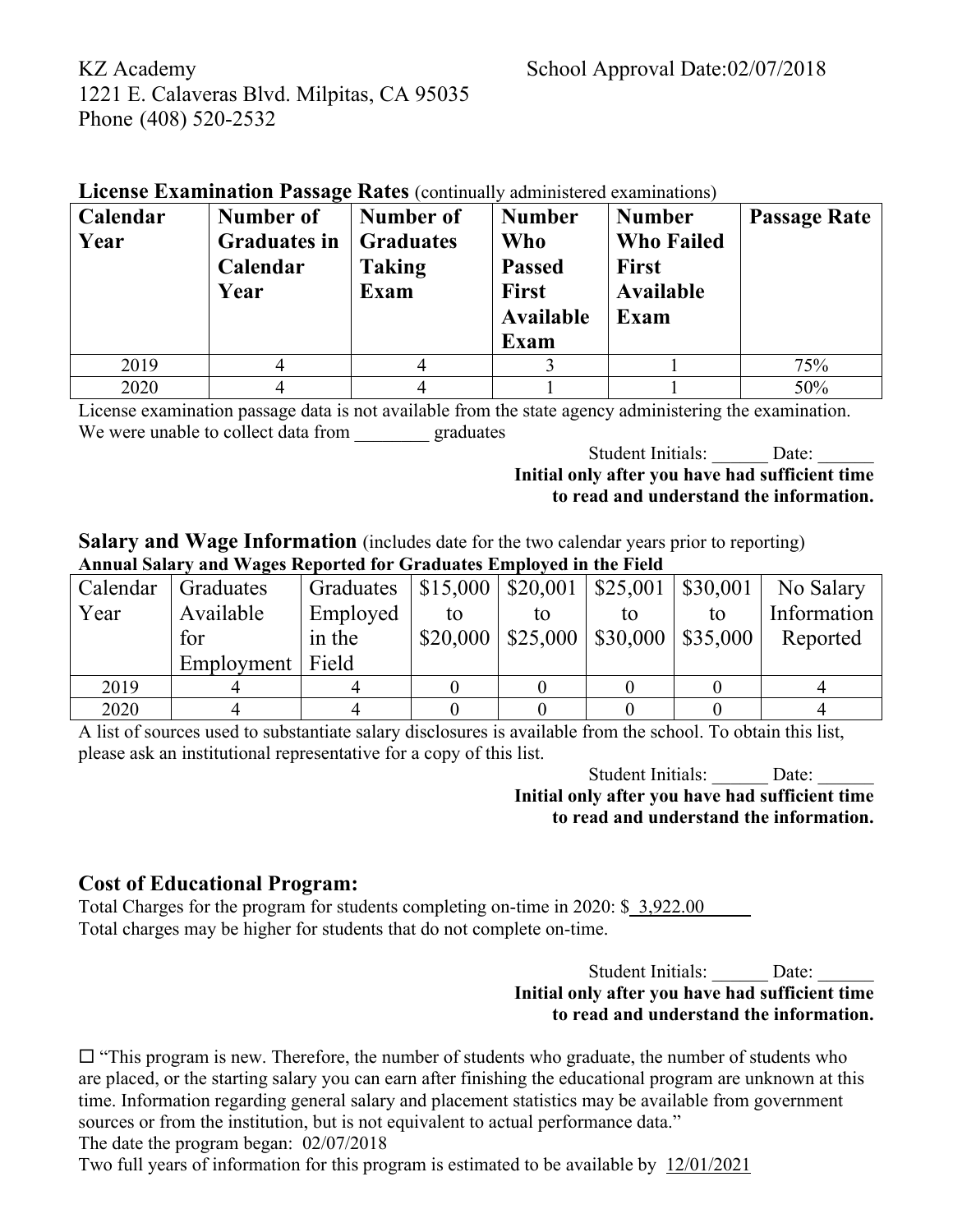KZ Academy
1221 E. Calaveras Blvd. Milpitas, CA 95035
Phone (408) 520-2532

School Approval Date:02/07/2018

**License Examination Passage Rates** (continually administered examinations)

| Calendar Year | Number of Graduates in Calendar Year | Number of Graduates Taking Exam | Number Who Passed First Available Exam | Number Who Failed First Available Exam | Passage Rate |
|---|---|---|---|---|---|
| 2019 | 4 | 4 | 3 | 1 | 75% |
| 2020 | 4 | 4 | 1 | 1 | 50% |

License examination passage data is not available from the state agency administering the examination. We were unable to collect data from ________ graduates

Student Initials: ______ Date: ______
**Initial only after you have had sufficient time to read and understand the information.**

**Salary and Wage Information** (includes date for the two calendar years prior to reporting)
**Annual Salary and Wages Reported for Graduates Employed in the Field**

| Calendar Year | Graduates Available for Employment | Graduates Employed in the Field | $15,000 to $20,000 | $20,001 to $25,000 | $25,001 to $30,000 | $30,001 to $35,000 | No Salary Information Reported |
|---|---|---|---|---|---|---|---|
| 2019 | 4 | 4 | 0 | 0 | 0 | 0 | 4 |
| 2020 | 4 | 4 | 0 | 0 | 0 | 0 | 4 |

A list of sources used to substantiate salary disclosures is available from the school. To obtain this list, please ask an institutional representative for a copy of this list.

Student Initials: ______ Date: ______
**Initial only after you have had sufficient time to read and understand the information.**

## Cost of Educational Program:

Total Charges for the program for students completing on-time in 2020: $ 3,922.00
Total charges may be higher for students that do not complete on-time.

Student Initials: ______ Date: ______
**Initial only after you have had sufficient time to read and understand the information.**

☐ "This program is new. Therefore, the number of students who graduate, the number of students who are placed, or the starting salary you can earn after finishing the educational program are unknown at this time. Information regarding general salary and placement statistics may be available from government sources or from the institution, but is not equivalent to actual performance data."
The date the program began: 02/07/2018
Two full years of information for this program is estimated to be available by 12/01/2021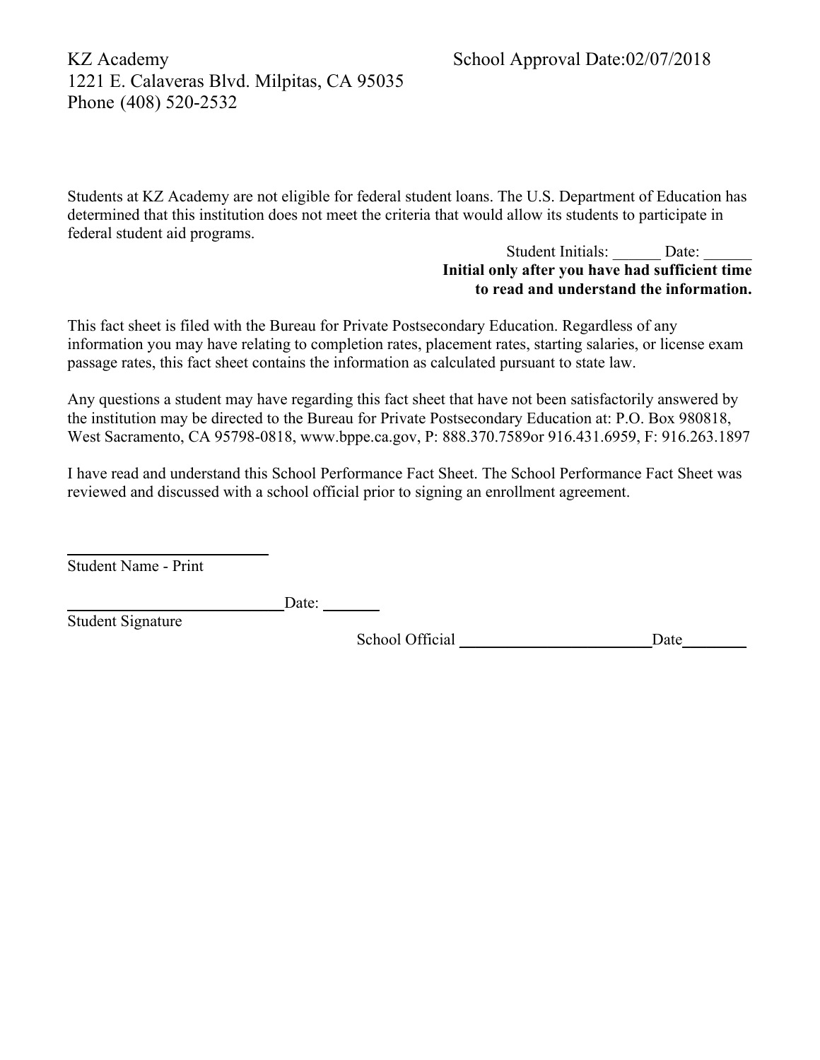KZ Academy
1221 E. Calaveras Blvd. Milpitas, CA 95035
Phone (408) 520-2532

School Approval Date:02/07/2018

Students at KZ Academy are not eligible for federal student loans. The U.S. Department of Education has determined that this institution does not meet the criteria that would allow its students to participate in federal student aid programs.

Student Initials: ______ Date: ______

**Initial only after you have had sufficient time to read and understand the information.**

This fact sheet is filed with the Bureau for Private Postsecondary Education. Regardless of any information you may have relating to completion rates, placement rates, starting salaries, or license exam passage rates, this fact sheet contains the information as calculated pursuant to state law.

Any questions a student may have regarding this fact sheet that have not been satisfactorily answered by the institution may be directed to the Bureau for Private Postsecondary Education at: P.O. Box 980818, West Sacramento, CA 95798-0818, www.bppe.ca.gov, P: 888.370.7589or 916.431.6959, F: 916.263.1897

I have read and understand this School Performance Fact Sheet. The School Performance Fact Sheet was reviewed and discussed with a school official prior to signing an enrollment agreement.

____________________________
Student Name - Print

____________________________ Date: ________
Student Signature

School Official ____________________________ Date__________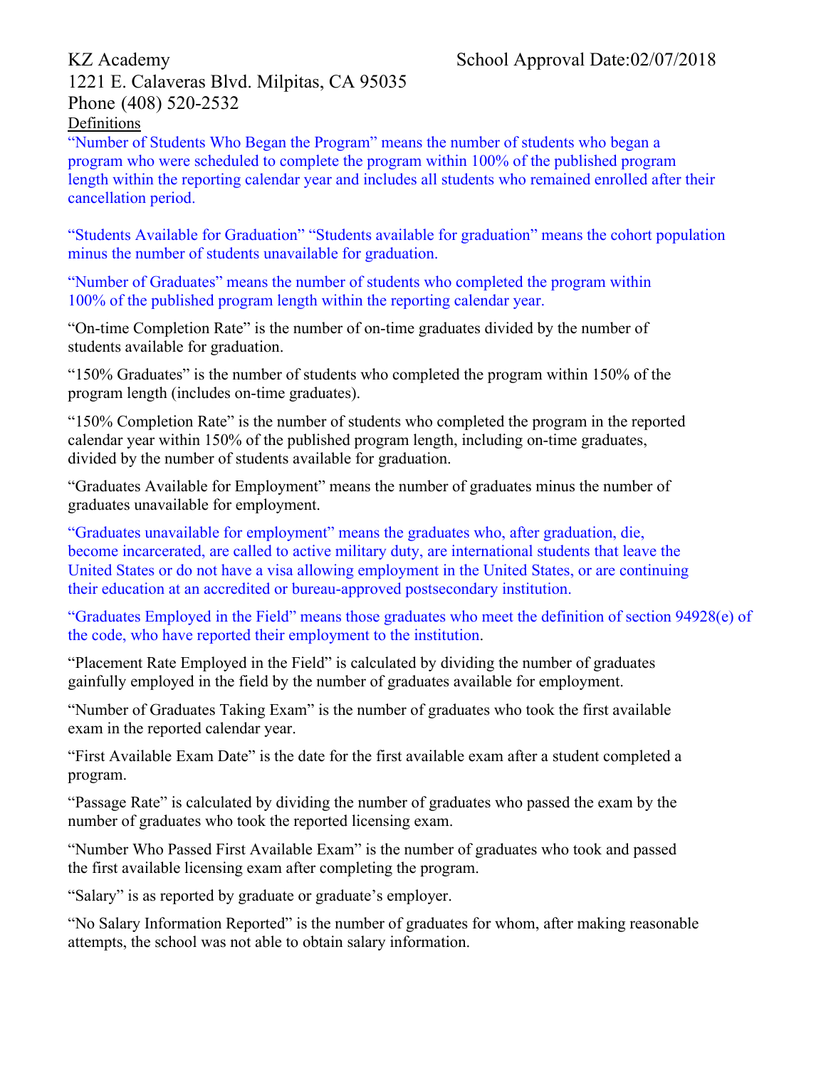KZ Academy

1221 E. Calaveras Blvd. Milpitas, CA 95035

Phone (408) 520-2532

School Approval Date:02/07/2018

Definitions

"Number of Students Who Began the Program" means the number of students who began a program who were scheduled to complete the program within 100% of the published program length within the reporting calendar year and includes all students who remained enrolled after their cancellation period.

"Students Available for Graduation" "Students available for graduation" means the cohort population minus the number of students unavailable for graduation.

"Number of Graduates" means the number of students who completed the program within 100% of the published program length within the reporting calendar year.

"On-time Completion Rate" is the number of on-time graduates divided by the number of students available for graduation.

"150% Graduates" is the number of students who completed the program within 150% of the program length (includes on-time graduates).

"150% Completion Rate" is the number of students who completed the program in the reported calendar year within 150% of the published program length, including on-time graduates, divided by the number of students available for graduation.

"Graduates Available for Employment" means the number of graduates minus the number of graduates unavailable for employment.

"Graduates unavailable for employment" means the graduates who, after graduation, die, become incarcerated, are called to active military duty, are international students that leave the United States or do not have a visa allowing employment in the United States, or are continuing their education at an accredited or bureau-approved postsecondary institution.

"Graduates Employed in the Field" means those graduates who meet the definition of section 94928(e) of the code, who have reported their employment to the institution.

"Placement Rate Employed in the Field" is calculated by dividing the number of graduates gainfully employed in the field by the number of graduates available for employment.

"Number of Graduates Taking Exam" is the number of graduates who took the first available exam in the reported calendar year.

"First Available Exam Date" is the date for the first available exam after a student completed a program.

"Passage Rate" is calculated by dividing the number of graduates who passed the exam by the number of graduates who took the reported licensing exam.

"Number Who Passed First Available Exam" is the number of graduates who took and passed the first available licensing exam after completing the program.

"Salary" is as reported by graduate or graduate's employer.

"No Salary Information Reported" is the number of graduates for whom, after making reasonable attempts, the school was not able to obtain salary information.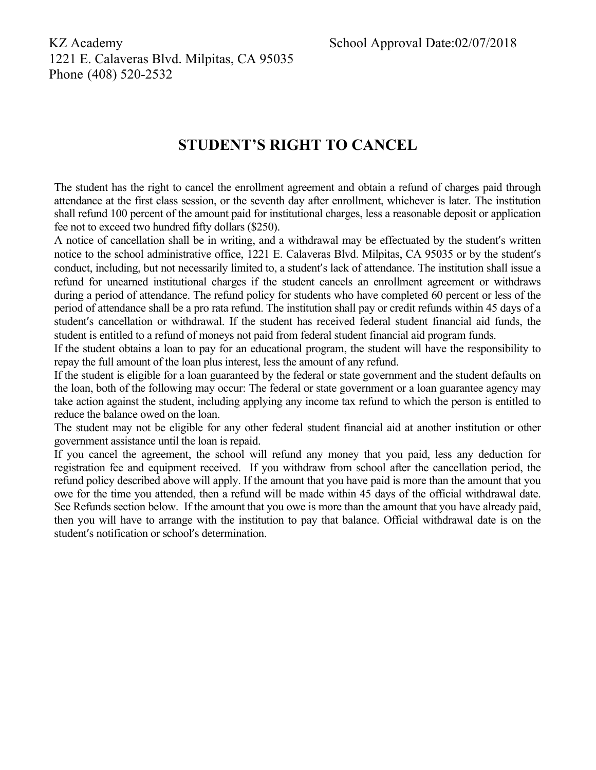KZ Academy
1221 E. Calaveras Blvd. Milpitas, CA 95035
Phone (408) 520-2532

School Approval Date:02/07/2018

## STUDENT'S RIGHT TO CANCEL

The student has the right to cancel the enrollment agreement and obtain a refund of charges paid through attendance at the first class session, or the seventh day after enrollment, whichever is later. The institution shall refund 100 percent of the amount paid for institutional charges, less a reasonable deposit or application fee not to exceed two hundred fifty dollars ($250).

A notice of cancellation shall be in writing, and a withdrawal may be effectuated by the student′s written notice to the school administrative office, 1221 E. Calaveras Blvd. Milpitas, CA 95035 or by the student′s conduct, including, but not necessarily limited to, a student′s lack of attendance. The institution shall issue a refund for unearned institutional charges if the student cancels an enrollment agreement or withdraws during a period of attendance. The refund policy for students who have completed 60 percent or less of the period of attendance shall be a pro rata refund. The institution shall pay or credit refunds within 45 days of a student′s cancellation or withdrawal. If the student has received federal student financial aid funds, the student is entitled to a refund of moneys not paid from federal student financial aid program funds.

If the student obtains a loan to pay for an educational program, the student will have the responsibility to repay the full amount of the loan plus interest, less the amount of any refund.

If the student is eligible for a loan guaranteed by the federal or state government and the student defaults on the loan, both of the following may occur: The federal or state government or a loan guarantee agency may take action against the student, including applying any income tax refund to which the person is entitled to reduce the balance owed on the loan.

The student may not be eligible for any other federal student financial aid at another institution or other government assistance until the loan is repaid.

If you cancel the agreement, the school will refund any money that you paid, less any deduction for registration fee and equipment received. If you withdraw from school after the cancellation period, the refund policy described above will apply. If the amount that you have paid is more than the amount that you owe for the time you attended, then a refund will be made within 45 days of the official withdrawal date. See Refunds section below. If the amount that you owe is more than the amount that you have already paid, then you will have to arrange with the institution to pay that balance. Official withdrawal date is on the student′s notification or school′s determination.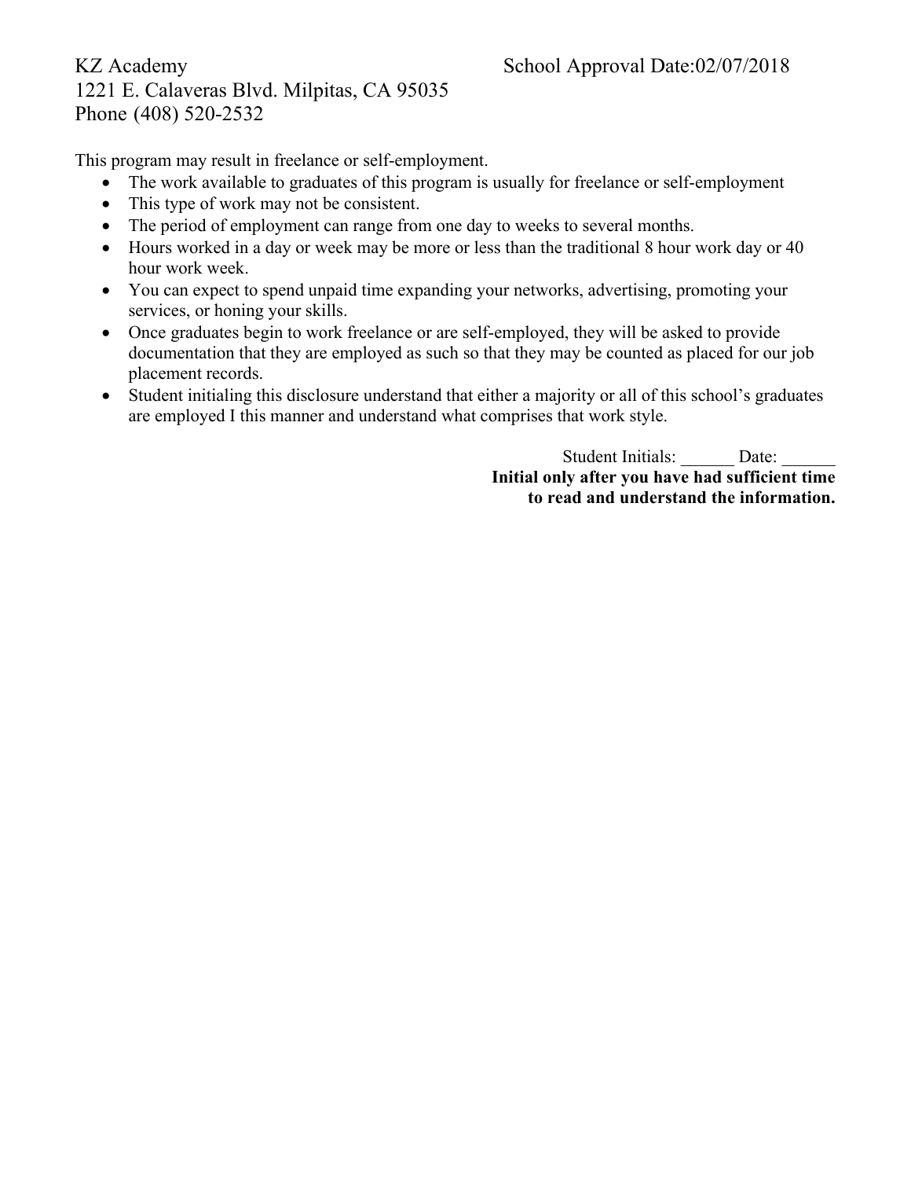KZ Academy School Approval Date:02/07/2018
1221 E. Calaveras Blvd. Milpitas, CA 95035
Phone (408) 520-2532

This program may result in freelance or self-employment.

- The work available to graduates of this program is usually for freelance or self-employment
- This type of work may not be consistent.
- The period of employment can range from one day to weeks to several months.
- Hours worked in a day or week may be more or less than the traditional 8 hour work day or 40 hour work week.
- You can expect to spend unpaid time expanding your networks, advertising, promoting your services, or honing your skills.
- Once graduates begin to work freelance or are self-employed, they will be asked to provide documentation that they are employed as such so that they may be counted as placed for our job placement records.
- Student initialing this disclosure understand that either a majority or all of this school's graduates are employed I this manner and understand what comprises that work style.

Student Initials: ______ Date: ______

**Initial only after you have had sufficient time to read and understand the information.**